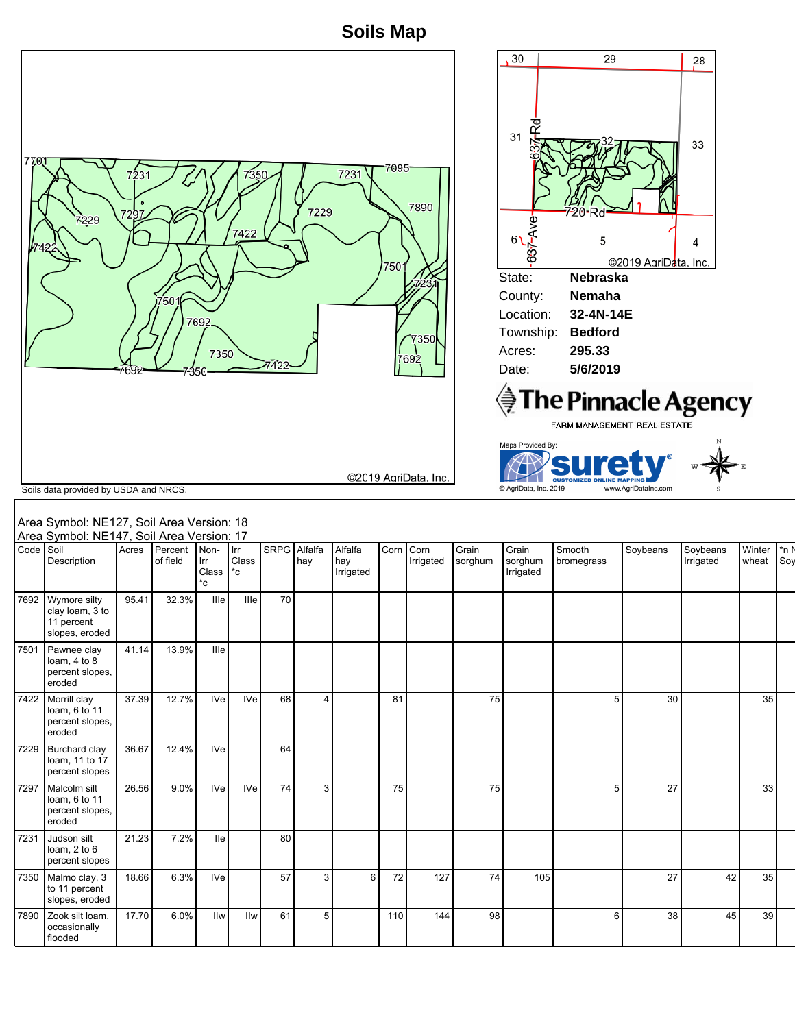# Soils Map

Soils data provided by USDA and NRCS.

©2019 AgriData, Inc.

| | |
|---|---|
| State: | **Nebraska** |
| County: | **Nemaha** |
| Location: | **32-4N-14E** |
| Township: | **Bedford** |
| Acres: | **295.33** |
| Date: | **5/6/2019** |

**The Pinnacle Agency**
FARM MANAGEMENT-REAL ESTATE

Maps Provided By: surety CUSTOMIZED ONLINE MAPPING
© AgriData, Inc. 2019 www.AgriDataInc.com

Area Symbol: NE127, Soil Area Version: 18
Area Symbol: NE147, Soil Area Version: 17

| Code | Soil Description | Acres | Percent of field | Non-Irr Class *c | Irr Class *c | SRPG | Alfalfa hay | Alfalfa hay Irrigated | Corn | Corn Irrigated | Grain sorghum | Grain sorghum Irrigated | Smooth bromegrass | Soybeans | Soybeans Irrigated | Winter wheat | *n N Soy |
|---|---|---|---|---|---|---|---|---|---|---|---|---|---|---|---|---|---|
| 7692 | Wymore silty clay loam, 3 to 11 percent slopes, eroded | 95.41 | 32.3% | IIIe | IIIe | 70 | | | | | | | | | | | |
| 7501 | Pawnee clay loam, 4 to 8 percent slopes, eroded | 41.14 | 13.9% | IIIe | | | | | | | | | | | | | |
| 7422 | Morrill clay loam, 6 to 11 percent slopes, eroded | 37.39 | 12.7% | IVe | IVe | 68 | 4 | | 81 | | 75 | | 5 | 30 | | 35 | |
| 7229 | Burchard clay loam, 11 to 17 percent slopes | 36.67 | 12.4% | IVe | | 64 | | | | | | | | | | | |
| 7297 | Malcolm silt loam, 6 to 11 percent slopes, eroded | 26.56 | 9.0% | IVe | IVe | 74 | 3 | | 75 | | 75 | | 5 | 27 | | 33 | |
| 7231 | Judson silt loam, 2 to 6 percent slopes | 21.23 | 7.2% | IIe | | 80 | | | | | | | | | | | |
| 7350 | Malmo clay, 3 to 11 percent slopes, eroded | 18.66 | 6.3% | IVe | | 57 | 3 | 6 | 72 | 127 | 74 | 105 | | 27 | 42 | 35 | |
| 7890 | Zook silt loam, occasionally flooded | 17.70 | 6.0% | IIw | IIw | 61 | 5 | | 110 | 144 | 98 | | 6 | 38 | 45 | 39 | |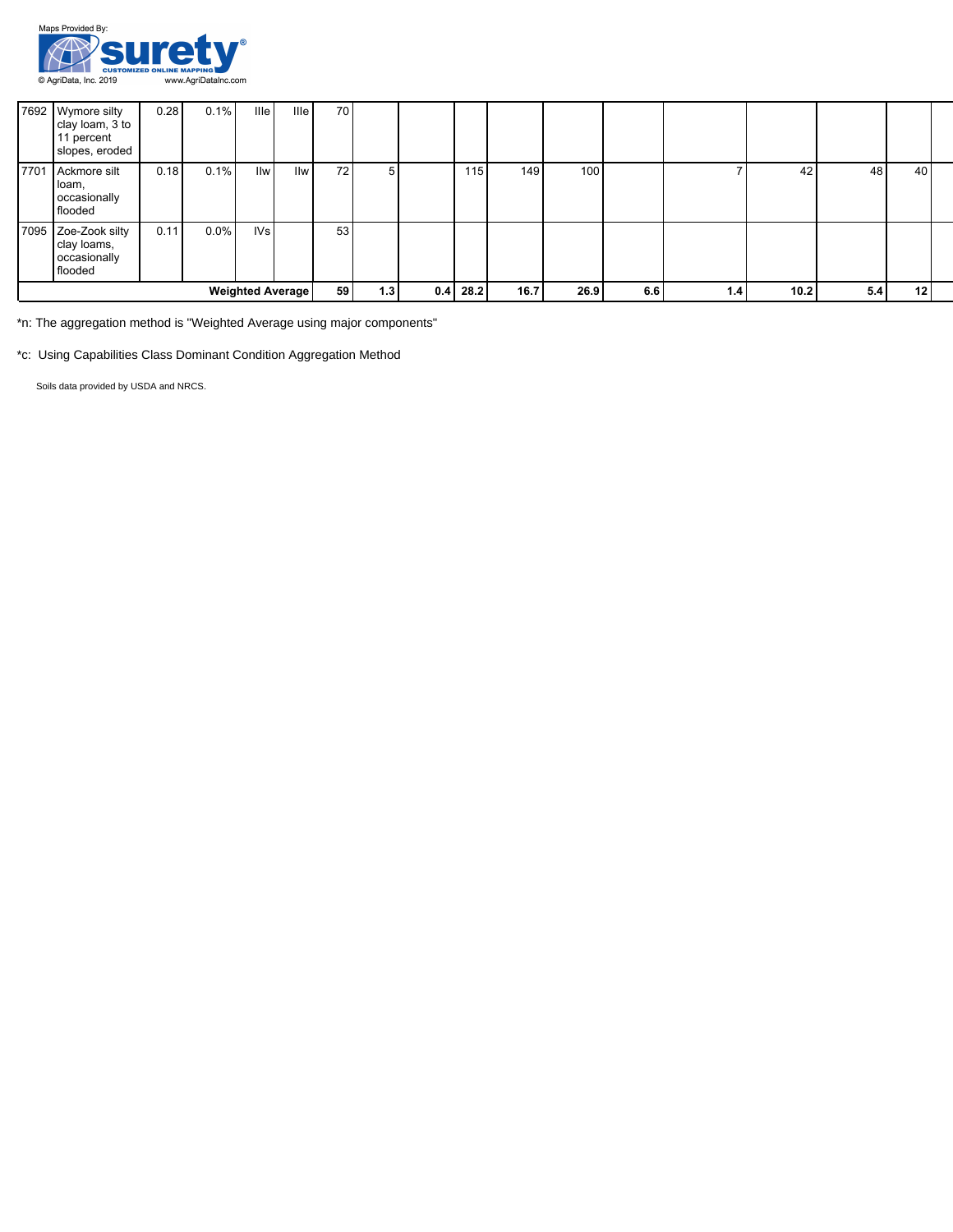| | | | | | | | | | | | | | | | | | |
|---|---|---|---|---|---|---|---|---|---|---|---|---|---|---|---|---|---|
| 7692 | Wymore silty clay loam, 3 to 11 percent slopes, eroded | 0.28 | 0.1% | IIIe | IIIe | 70 | | | | | | | | | | | |
| 7701 | Ackmore silt loam, occasionally flooded | 0.18 | 0.1% | IIw | IIw | 72 | 5 | | 115 | 149 | 100 | | 7 | 42 | 48 | 40 | |
| 7095 | Zoe-Zook silty clay loams, occasionally flooded | 0.11 | 0.0% | IVs | | 53 | | | | | | | | | | | |
| **Weighted Average** | | | | | | **59** | **1.3** | **0.4** | **28.2** | **16.7** | **26.9** | **6.6** | **1.4** | **10.2** | **5.4** | **12** | |

*n: The aggregation method is "Weighted Average using major components"

*c: Using Capabilities Class Dominant Condition Aggregation Method

Soils data provided by USDA and NRCS.